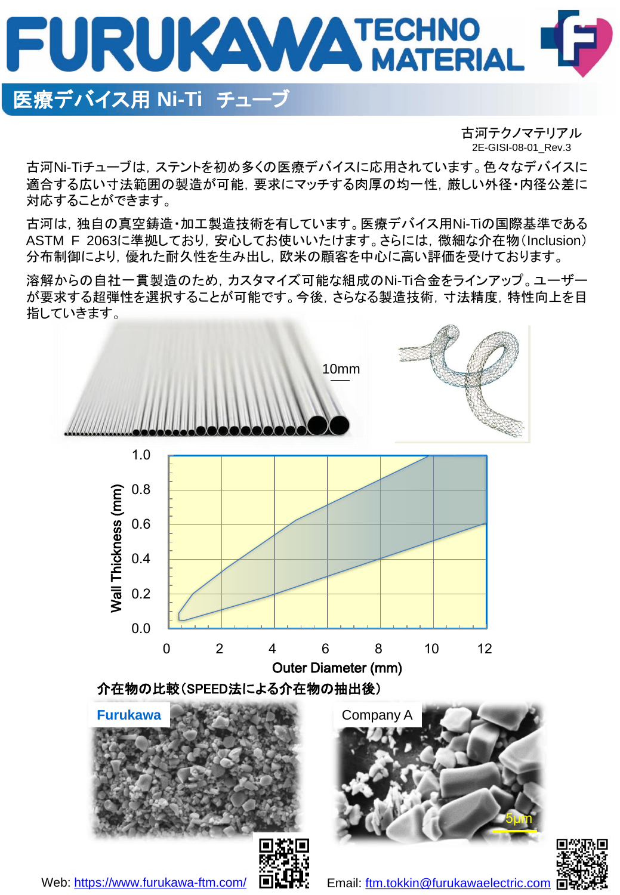# FURUKAWA TECHNO MATERIAL

## 医療デバイス用 Ni-Ti チューブ

古河テクノマテリアル
2E-GISI-08-01_Rev.3

古河Ni-Tiチューブは，ステントを初め多くの医療デバイスに応用されています。色々なデバイスに適合する広い寸法範囲の製造が可能，要求にマッチする肉厚の均一性，厳しい外径・内径公差に対応することができます。

古河は，独自の真空鋳造・加工製造技術を有しています。医療デバイス用Ni-Tiの国際基準であるASTM F 2063に準拠しており，安心してお使いいただけます。さらには，微細な介在物（Inclusion）分布制御により，優れた耐久性を生み出し，欧米の顧客を中心に高い評価を受けております。

溶解からの自社一貫製造のため，カスタマイズ可能な組成のNi-Ti合金をラインアップ。ユーザーが要求する超弾性を選択することが可能です。今後，さらなる製造技術，寸法精度，特性向上を目指していきます。

10mm

Wall Thickness (mm) / Outer Diameter (mm)

### 介在物の比較（SPEED法による介在物の抽出後）

Furukawa | Company A

5μm

Web: https://www.furukawa-ftm.com/

Email: ftm.tokkin@furukawaelectric.com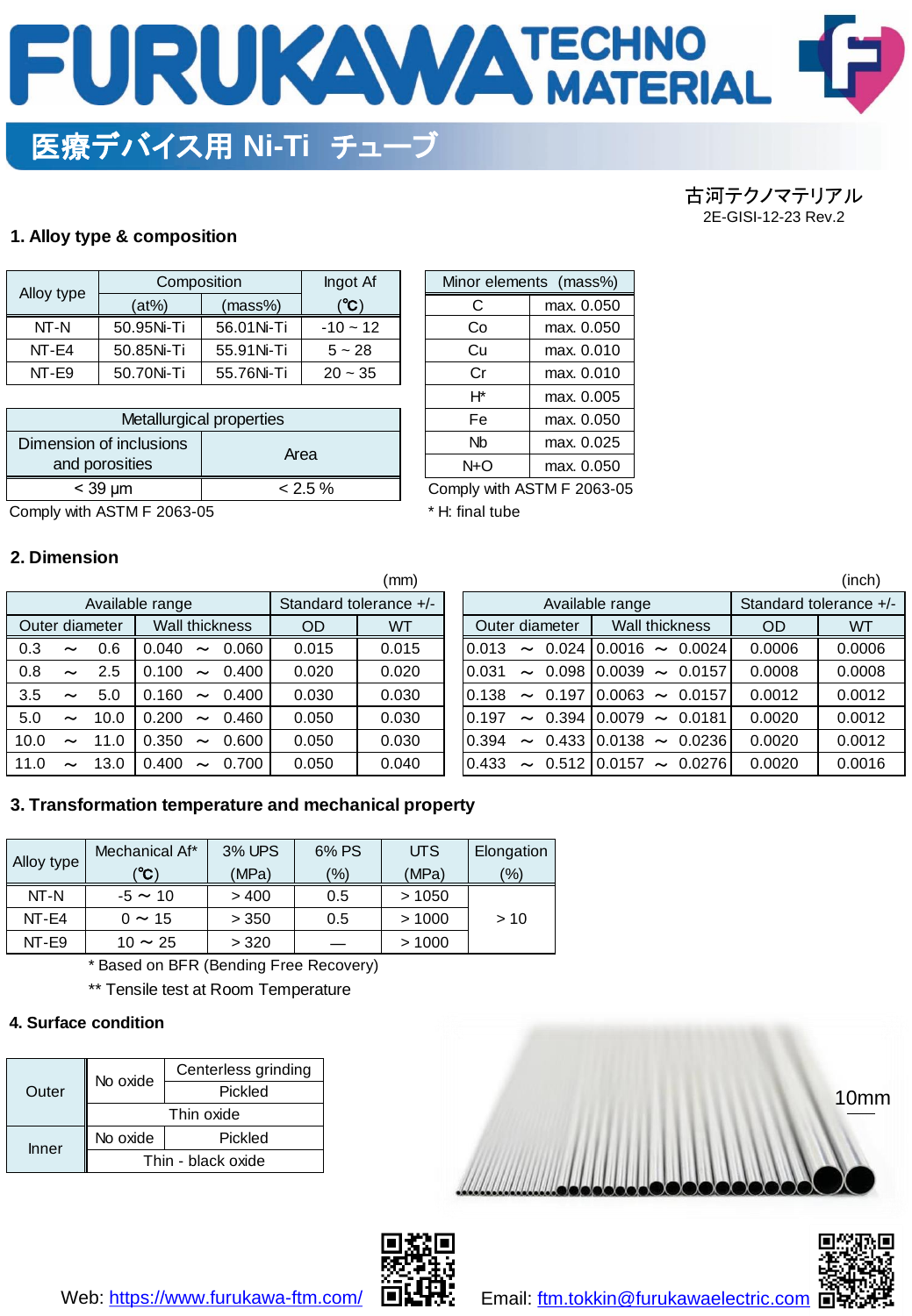# FURUKAWA TECHNO MATERIAL

## 医療デバイス用 Ni-Ti チューブ

古河テクノマテリアル
2E-GISI-12-23 Rev.2

### 1. Alloy type & composition

| Alloy type | Composition (at%) | Composition (mass%) | Ingot Af (℃) |
|---|---|---|---|
| NT-N | 50.95Ni-Ti | 56.01Ni-Ti | -10 ~ 12 |
| NT-E4 | 50.85Ni-Ti | 55.91Ni-Ti | 5 ~ 28 |
| NT-E9 | 50.70Ni-Ti | 55.76Ni-Ti | 20 ~ 35 |

| Minor elements (mass%) | |
|---|---|
| C | max. 0.050 |
| Co | max. 0.050 |
| Cu | max. 0.010 |
| Cr | max. 0.010 |
| H* | max. 0.005 |
| Fe | max. 0.050 |
| Nb | max. 0.025 |
| N+O | max. 0.050 |

Comply with ASTM F 2063-05

* H: final tube

| Metallurgical properties | |
|---|---|
| Dimension of inclusions and porosities | Area |
| < 39 µm | < 2.5 % |

Comply with ASTM F 2063-05

### 2. Dimension

(mm)

| Available range | | Standard tolerance +/- | |
|---|---|---|---|
| Outer diameter | Wall thickness | OD | WT |
| 0.3 ～ 0.6 | 0.040 ～ 0.060 | 0.015 | 0.015 |
| 0.8 ～ 2.5 | 0.100 ～ 0.400 | 0.020 | 0.020 |
| 3.5 ～ 5.0 | 0.160 ～ 0.400 | 0.030 | 0.030 |
| 5.0 ～ 10.0 | 0.200 ～ 0.460 | 0.050 | 0.030 |
| 10.0 ～ 11.0 | 0.350 ～ 0.600 | 0.050 | 0.030 |
| 11.0 ～ 13.0 | 0.400 ～ 0.700 | 0.050 | 0.040 |

(inch)

| Available range | | Standard tolerance +/- | |
|---|---|---|---|
| Outer diameter | Wall thickness | OD | WT |
| 0.013 ～ 0.024 | 0.0016 ～ 0.0024 | 0.0006 | 0.0006 |
| 0.031 ～ 0.098 | 0.0039 ～ 0.0157 | 0.0008 | 0.0008 |
| 0.138 ～ 0.197 | 0.0063 ～ 0.0157 | 0.0012 | 0.0012 |
| 0.197 ～ 0.394 | 0.0079 ～ 0.0181 | 0.0020 | 0.0012 |
| 0.394 ～ 0.433 | 0.0138 ～ 0.0236 | 0.0020 | 0.0012 |
| 0.433 ～ 0.512 | 0.0157 ～ 0.0276 | 0.0020 | 0.0016 |

### 3. Transformation temperature and mechanical property

| Alloy type | Mechanical Af* (℃) | 3% UPS (MPa) | 6% PS (%) | UTS (MPa) | Elongation (%) |
|---|---|---|---|---|---|
| NT-N | -5 ～ 10 | > 400 | 0.5 | > 1050 | > 10 |
| NT-E4 | 0 ～ 15 | > 350 | 0.5 | > 1000 | |
| NT-E9 | 10 ～ 25 | > 320 | — | > 1000 | |

* Based on BFR (Bending Free Recovery)

** Tensile test at Room Temperature

### 4. Surface condition

| | | |
|---|---|---|
| Outer | No oxide | Centerless grinding |
| | | Pickled |
| | Thin oxide | |
| Inner | No oxide | Pickled |
| | Thin - black oxide | |

10mm

Web: https://www.furukawa-ftm.com/

Email: ftm.tokkin@furukawaelectric.com